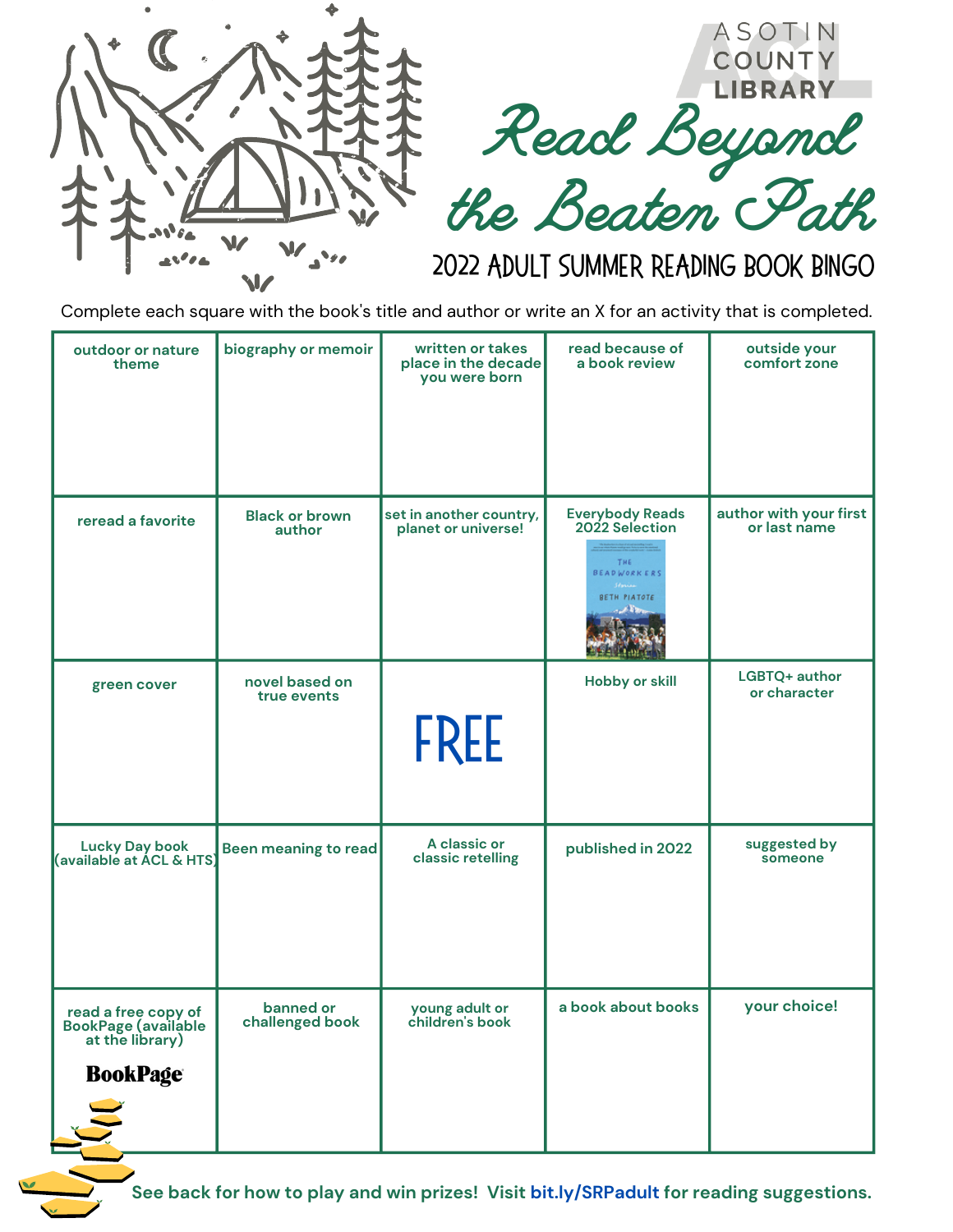ASOTIN COUNTY LIBRARY

# Read Beyond the Beaten Path

## 2022 ADULT SUMMER READING BOOK BINGO

Complete each square with the book's title and author or write an X for an activity that is completed.

| | | | | |
|---|---|---|---|---|
| outdoor or nature theme | biography or memoir | written or takes place in the decade you were born | read because of a book review | outside your comfort zone |
| reread a favorite | Black or brown author | set in another country, planet or universe! | Everybody Reads 2022 Selection (THE BEADWORKERS, Stories, BETH PIATOTE) | author with your first or last name |
| green cover | novel based on true events | FREE | Hobby or skill | LGBTQ+ author or character |
| Lucky Day book (available at ACL & HTS) | Been meaning to read | A classic or classic retelling | published in 2022 | suggested by someone |
| read a free copy of BookPage (available at the library) BookPage | banned or challenged book | young adult or children's book | a book about books | your choice! |

See back for how to play and win prizes! Visit bit.ly/SRPadult for reading suggestions.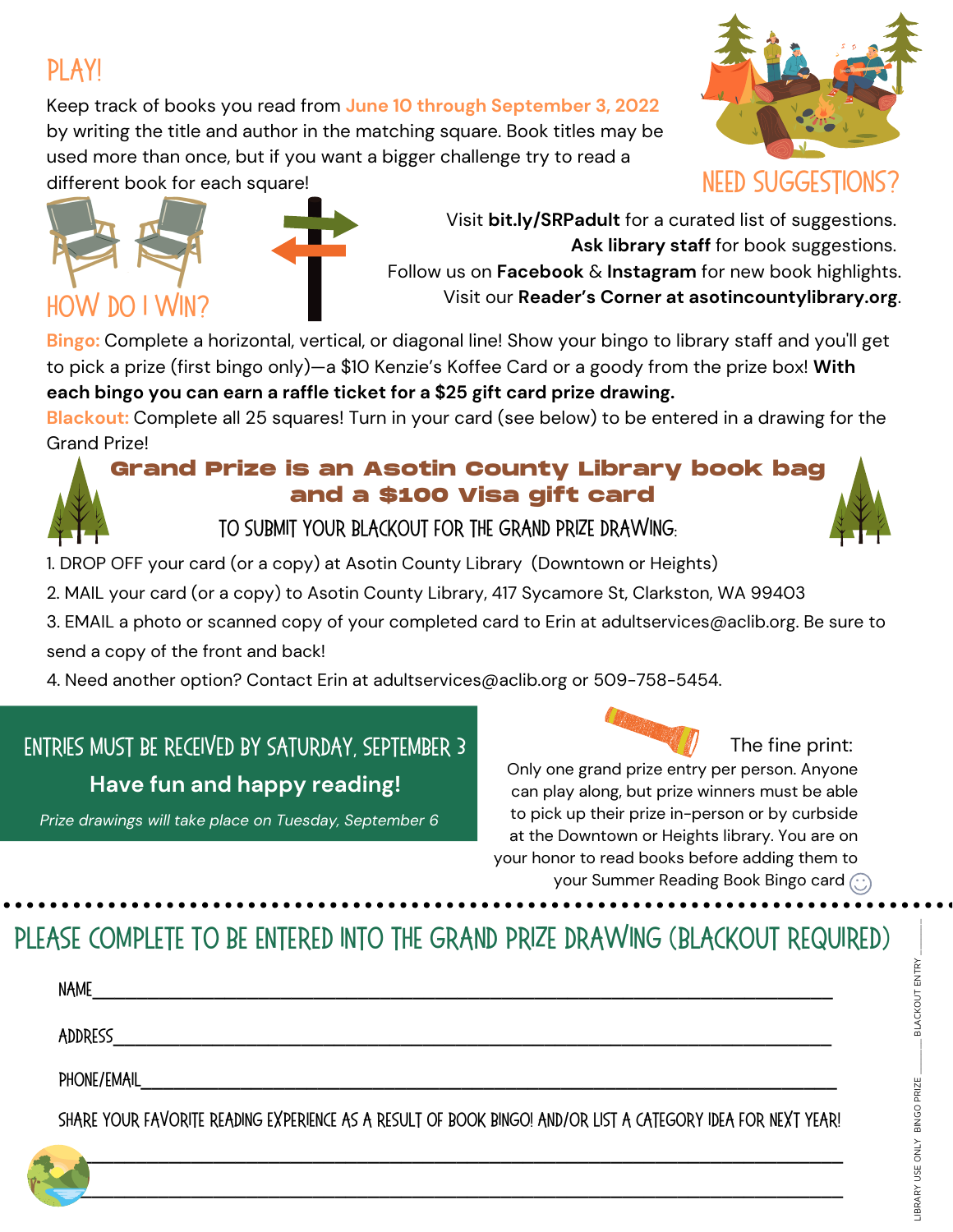## PLAY!

Keep track of books you read from **June 10 through September 3, 2022** by writing the title and author in the matching square. Book titles may be used more than once, but if you want a bigger challenge try to read a different book for each square!

## NEED SUGGESTIONS?

Visit **bit.ly/SRPadult** for a curated list of suggestions.
**Ask library staff** for book suggestions.
Follow us on **Facebook** & **Instagram** for new book highlights.
Visit our **Reader's Corner at asotincountylibrary.org**.

## HOW DO I WIN?

**Bingo:** Complete a horizontal, vertical, or diagonal line! Show your bingo to library staff and you'll get to pick a prize (first bingo only)—a $10 Kenzie's Koffee Card or a goody from the prize box! **With each bingo you can earn a raffle ticket for a $25 gift card prize drawing.**

**Blackout:** Complete all 25 squares! Turn in your card (see below) to be entered in a drawing for the Grand Prize!

### Grand Prize is an Asotin County Library book bag and a $100 Visa gift card

TO SUBMIT YOUR BLACKOUT FOR THE GRAND PRIZE DRAWING:

1. DROP OFF your card (or a copy) at Asotin County Library (Downtown or Heights)
2. MAIL your card (or a copy) to Asotin County Library, 417 Sycamore St, Clarkston, WA 99403
3. EMAIL a photo or scanned copy of your completed card to Erin at adultservices@aclib.org. Be sure to send a copy of the front and back!
4. Need another option? Contact Erin at adultservices@aclib.org or 509-758-5454.

ENTRIES MUST BE RECEIVED BY SATURDAY, SEPTEMBER 3

**Have fun and happy reading!**

*Prize drawings will take place on Tuesday, September 6*

The fine print:
Only one grand prize entry per person. Anyone can play along, but prize winners must be able to pick up their prize in-person or by curbside at the Downtown or Heights library. You are on your honor to read books before adding them to your Summer Reading Book Bingo card ☺

## PLEASE COMPLETE TO BE ENTERED INTO THE GRAND PRIZE DRAWING (BLACKOUT REQUIRED)

NAME_______________________________________________

ADDRESS_______________________________________________

PHONE/EMAIL_______________________________________________

SHARE YOUR FAVORITE READING EXPERIENCE AS A RESULT OF BOOK BINGO! AND/OR LIST A CATEGORY IDEA FOR NEXT YEAR!

_______________________________________________

_______________________________________________

LIBRARY USE ONLY BINGO PRIZE ______ BLACKOUT ENTRY ______